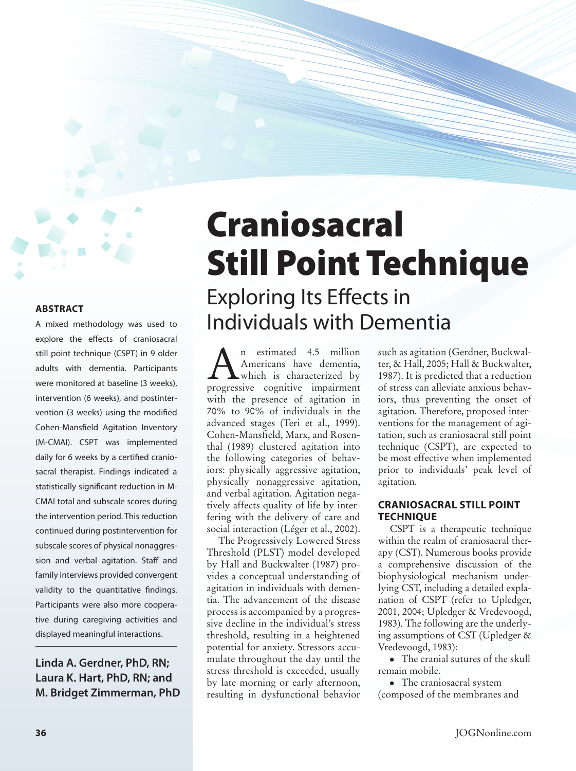# Craniosacral Still Point Technique

## Exploring Its Effects in Individuals with Dementia

**Linda A. Gerdner, PhD, RN; Laura K. Hart, PhD, RN; and M. Bridget Zimmerman, PhD**

### ABSTRACT

A mixed methodology was used to explore the effects of craniosacral still point technique (CSPT) in 9 older adults with dementia. Participants were monitored at baseline (3 weeks), intervention (6 weeks), and postintervention (3 weeks) using the modified Cohen-Mansfield Agitation Inventory (M-CMAI). CSPT was implemented daily for 6 weeks by a certified craniosacral therapist. Findings indicated a statistically significant reduction in M-CMAI total and subscale scores during the intervention period. This reduction continued during postintervention for subscale scores of physical nonaggression and verbal agitation. Staff and family interviews provided convergent validity to the quantitative findings. Participants were also more cooperative during caregiving activities and displayed meaningful interactions.

An estimated 4.5 million Americans have dementia, which is characterized by progressive cognitive impairment with the presence of agitation in 70% to 90% of individuals in the advanced stages (Teri et al., 1999). Cohen-Mansfield, Marx, and Rosenthal (1989) clustered agitation into the following categories of behaviors: physically aggressive agitation, physically nonaggressive agitation, and verbal agitation. Agitation negatively affects quality of life by interfering with the delivery of care and social interaction (Léger et al., 2002).

The Progressively Lowered Stress Threshold (PLST) model developed by Hall and Buckwalter (1987) provides a conceptual understanding of agitation in individuals with dementia. The advancement of the disease process is accompanied by a progressive decline in the individual's stress threshold, resulting in a heightened potential for anxiety. Stressors accumulate throughout the day until the stress threshold is exceeded, usually by late morning or early afternoon, resulting in dysfunctional behavior such as agitation (Gerdner, Buckwalter, & Hall, 2005; Hall & Buckwalter, 1987). It is predicted that a reduction of stress can alleviate anxious behaviors, thus preventing the onset of agitation. Therefore, proposed interventions for the management of agitation, such as craniosacral still point technique (CSPT), are expected to be most effective when implemented prior to individuals' peak level of agitation.

### CRANIOSACRAL STILL POINT TECHNIQUE

CSPT is a therapeutic technique within the realm of craniosacral therapy (CST). Numerous books provide a comprehensive discussion of the biophysiological mechanism underlying CST, including a detailed explanation of CSPT (refer to Upledger, 2001, 2004; Upledger & Vredevoogd, 1983). The following are the underlying assumptions of CST (Upledger & Vredevoogd, 1983):

- The cranial sutures of the skull remain mobile.
- The craniosacral system (composed of the membranes and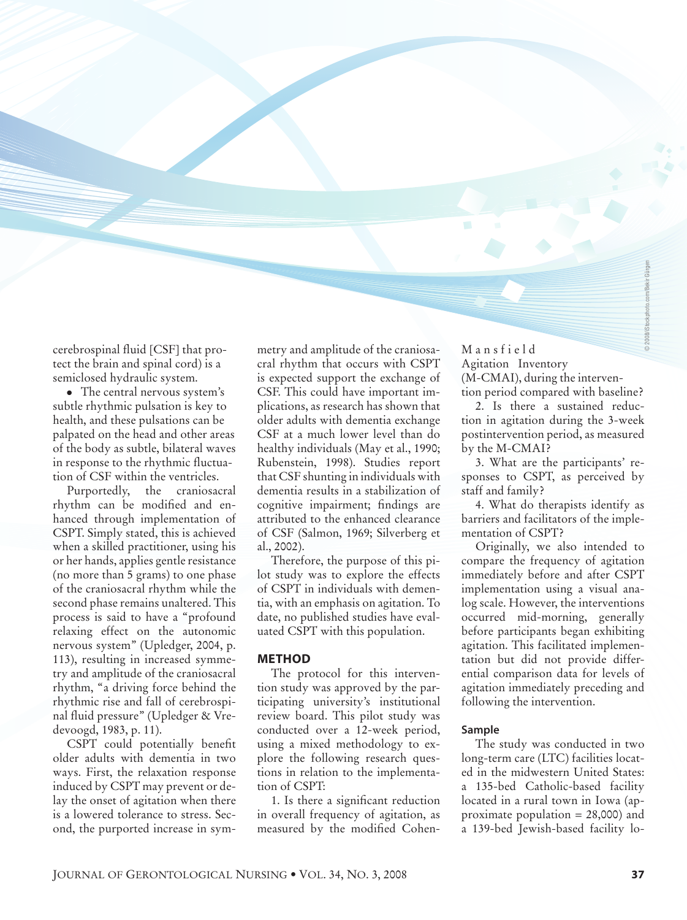cerebrospinal fluid [CSF] that protect the brain and spinal cord) is a semiclosed hydraulic system.

- The central nervous system's subtle rhythmic pulsation is key to health, and these pulsations can be palpated on the head and other areas of the body as subtle, bilateral waves in response to the rhythmic fluctuation of CSF within the ventricles.

Purportedly, the craniosacral rhythm can be modified and enhanced through implementation of CSPT. Simply stated, this is achieved when a skilled practitioner, using his or her hands, applies gentle resistance (no more than 5 grams) to one phase of the craniosacral rhythm while the second phase remains unaltered. This process is said to have a "profound relaxing effect on the autonomic nervous system" (Upledger, 2004, p. 113), resulting in increased symmetry and amplitude of the craniosacral rhythm, "a driving force behind the rhythmic rise and fall of cerebrospinal fluid pressure" (Upledger & Vredevoogd, 1983, p. 11).

CSPT could potentially benefit older adults with dementia in two ways. First, the relaxation response induced by CSPT may prevent or delay the onset of agitation when there is a lowered tolerance to stress. Second, the purported increase in symmetry and amplitude of the craniosacral rhythm that occurs with CSPT is expected support the exchange of CSF. This could have important implications, as research has shown that older adults with dementia exchange CSF at a much lower level than do healthy individuals (May et al., 1990; Rubenstein, 1998). Studies report that CSF shunting in individuals with dementia results in a stabilization of cognitive impairment; findings are attributed to the enhanced clearance of CSF (Salmon, 1969; Silverberg et al., 2002).

Therefore, the purpose of this pilot study was to explore the effects of CSPT in individuals with dementia, with an emphasis on agitation. To date, no published studies have evaluated CSPT with this population.

## METHOD

The protocol for this intervention study was approved by the participating university's institutional review board. This pilot study was conducted over a 12-week period, using a mixed methodology to explore the following research questions in relation to the implementation of CSPT:

1. Is there a significant reduction in overall frequency of agitation, as measured by the modified Cohen-Mansfield Agitation Inventory (M-CMAI), during the intervention period compared with baseline?
2. Is there a sustained reduction in agitation during the 3-week postintervention period, as measured by the M-CMAI?
3. What are the participants' responses to CSPT, as perceived by staff and family?
4. What do therapists identify as barriers and facilitators of the implementation of CSPT?

Originally, we also intended to compare the frequency of agitation immediately before and after CSPT implementation using a visual analog scale. However, the interventions occurred mid-morning, generally before participants began exhibiting agitation. This facilitated implementation but did not provide differential comparison data for levels of agitation immediately preceding and following the intervention.

### Sample

The study was conducted in two long-term care (LTC) facilities located in the midwestern United States: a 135-bed Catholic-based facility located in a rural town in Iowa (approximate population = 28,000) and a 139-bed Jewish-based facility lo-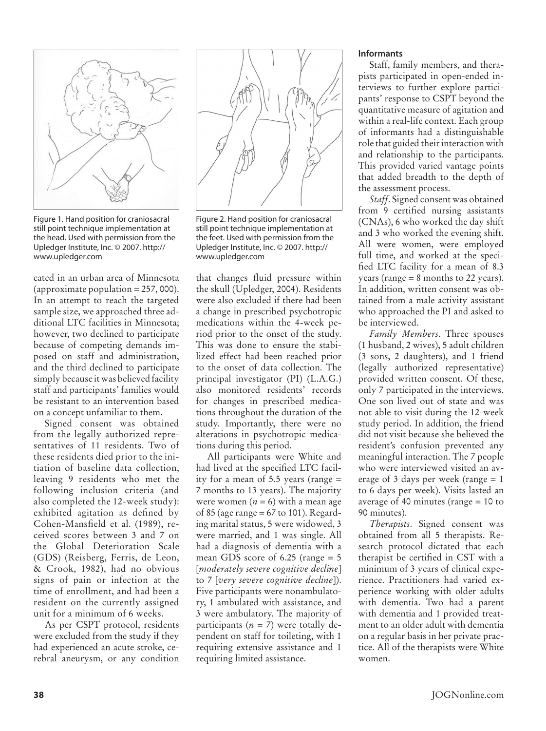Figure 1. Hand position for craniosacral still point technique implementation at the head. Used with permission from the Upledger Institute, Inc. © 2007. http://www.upledger.com

Figure 2. Hand position for craniosacral still point technique implementation at the feet. Used with permission from the Upledger Institute, Inc. © 2007. http://www.upledger.com

cated in an urban area of Minnesota (approximate population = 257, 000). In an attempt to reach the targeted sample size, we approached three additional LTC facilities in Minnesota; however, two declined to participate because of competing demands imposed on staff and administration, and the third declined to participate simply because it was believed facility staff and participants' families would be resistant to an intervention based on a concept unfamiliar to them.

Signed consent was obtained from the legally authorized representatives of 11 residents. Two of these residents died prior to the initiation of baseline data collection, leaving 9 residents who met the following inclusion criteria (and also completed the 12-week study): exhibited agitation as defined by Cohen-Mansfield et al. (1989), received scores between 3 and 7 on the Global Deterioration Scale (GDS) (Reisberg, Ferris, de Leon, & Crook, 1982), had no obvious signs of pain or infection at the time of enrollment, and had been a resident on the currently assigned unit for a minimum of 6 weeks.

As per CSPT protocol, residents were excluded from the study if they had experienced an acute stroke, cerebral aneurysm, or any condition that changes fluid pressure within the skull (Upledger, 2004). Residents were also excluded if there had been a change in prescribed psychotropic medications within the 4-week period prior to the onset of the study. This was done to ensure the stabilized effect had been reached prior to the onset of data collection. The principal investigator (PI) (L.A.G.) also monitored residents' records for changes in prescribed medications throughout the duration of the study. Importantly, there were no alterations in psychotropic medications during this period.

All participants were White and had lived at the specified LTC facility for a mean of 5.5 years (range = 7 months to 13 years). The majority were women ($n = 6$) with a mean age of 85 (age range = 67 to 101). Regarding marital status, 5 were widowed, 3 were married, and 1 was single. All had a diagnosis of dementia with a mean GDS score of 6.25 (range = 5 [*moderately severe cognitive decline*] to 7 [*very severe cognitive decline*]). Five participants were nonambulatory, 1 ambulated with assistance, and 3 were ambulatory. The majority of participants ($n = 7$) were totally dependent on staff for toileting, with 1 requiring extensive assistance and 1 requiring limited assistance.

### Informants

Staff, family members, and therapists participated in open-ended interviews to further explore participants' response to CSPT beyond the quantitative measure of agitation and within a real-life context. Each group of informants had a distinguishable role that guided their interaction with and relationship to the participants. This provided varied vantage points that added breadth to the depth of the assessment process.

*Staff*. Signed consent was obtained from 9 certified nursing assistants (CNAs), 6 who worked the day shift and 3 who worked the evening shift. All were women, were employed full time, and worked at the specified LTC facility for a mean of 8.3 years (range = 8 months to 22 years). In addition, written consent was obtained from a male activity assistant who approached the PI and asked to be interviewed.

*Family Members*. Three spouses (1 husband, 2 wives), 5 adult children (3 sons, 2 daughters), and 1 friend (legally authorized representative) provided written consent. Of these, only 7 participated in the interviews. One son lived out of state and was not able to visit during the 12-week study period. In addition, the friend did not visit because she believed the resident's confusion prevented any meaningful interaction. The 7 people who were interviewed visited an average of 3 days per week (range = 1 to 6 days per week). Visits lasted an average of 40 minutes (range = 10 to 90 minutes).

*Therapists*. Signed consent was obtained from all 5 therapists. Research protocol dictated that each therapist be certified in CST with a minimum of 3 years of clinical experience. Practitioners had varied experience working with older adults with dementia. Two had a parent with dementia and 1 provided treatment to an older adult with dementia on a regular basis in her private practice. All of the therapists were White women.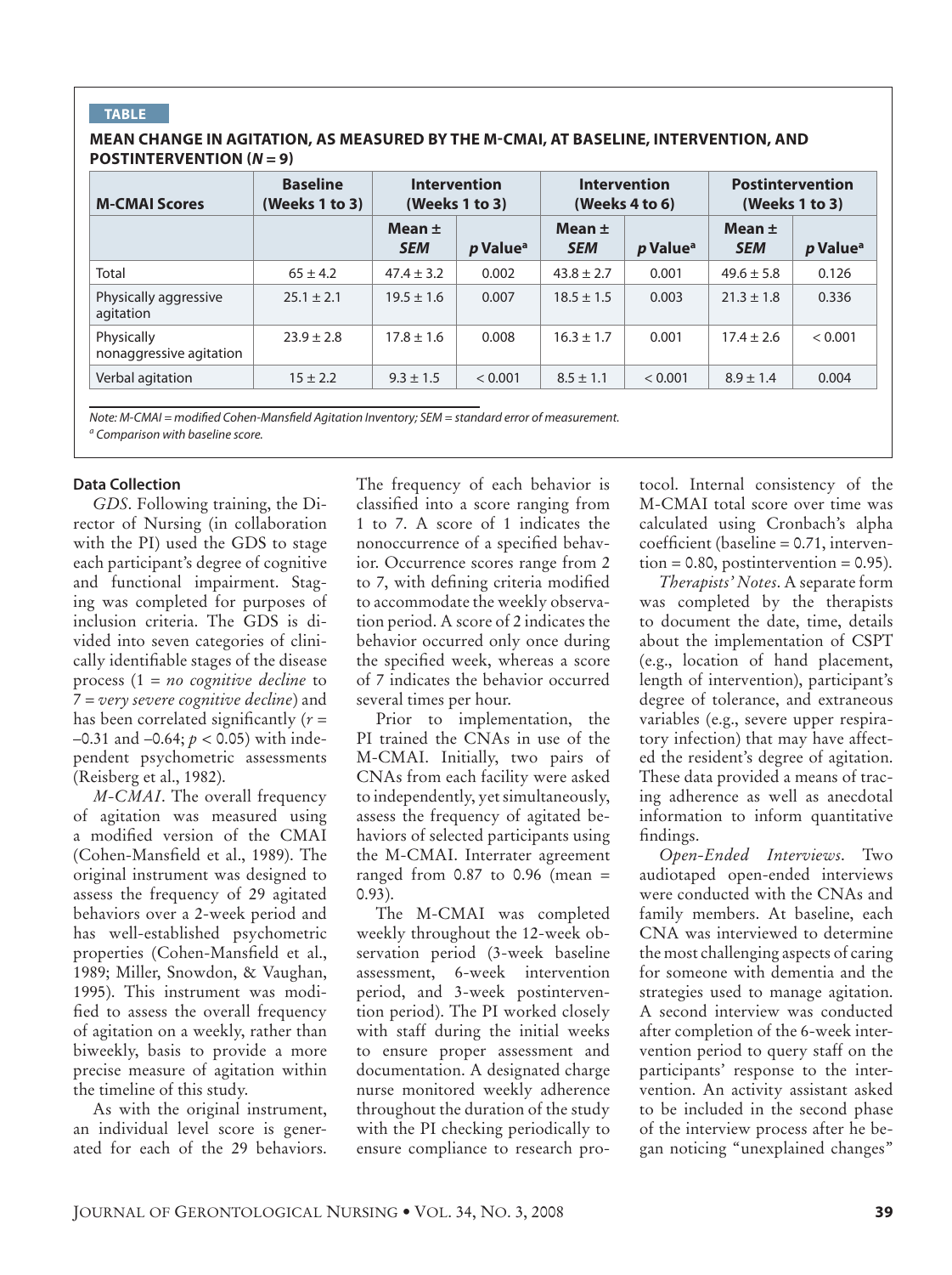**TABLE**

**MEAN CHANGE IN AGITATION, AS MEASURED BY THE M-CMAI, AT BASELINE, INTERVENTION, AND POSTINTERVENTION ($N = 9$)**

| M-CMAI Scores | Baseline (Weeks 1 to 3) | Intervention (Weeks 1 to 3) | | Intervention (Weeks 4 to 6) | | Postintervention (Weeks 1 to 3) | |
|---|---|---|---|---|---|---|---|
| | | Mean ± *SEM* | *p* Value[a] | Mean ± *SEM* | *p* Value[a] | Mean ± *SEM* | *p* Value[a] |
| Total | 65 ± 4.2 | 47.4 ± 3.2 | 0.002 | 43.8 ± 2.7 | 0.001 | 49.6 ± 5.8 | 0.126 |
| Physically aggressive agitation | 25.1 ± 2.1 | 19.5 ± 1.6 | 0.007 | 18.5 ± 1.5 | 0.003 | 21.3 ± 1.8 | 0.336 |
| Physically nonaggressive agitation | 23.9 ± 2.8 | 17.8 ± 1.6 | 0.008 | 16.3 ± 1.7 | 0.001 | 17.4 ± 2.6 | < 0.001 |
| Verbal agitation | 15 ± 2.2 | 9.3 ± 1.5 | < 0.001 | 8.5 ± 1.1 | < 0.001 | 8.9 ± 1.4 | 0.004 |

*Note: M-CMAI = modified Cohen-Mansfield Agitation Inventory; SEM = standard error of measurement.*
[a] *Comparison with baseline score.*

### Data Collection

*GDS.* Following training, the Director of Nursing (in collaboration with the PI) used the GDS to stage each participant's degree of cognitive and functional impairment. Staging was completed for purposes of inclusion criteria. The GDS is divided into seven categories of clinically identifiable stages of the disease process (1 = *no cognitive decline* to 7 = *very severe cognitive decline*) and has been correlated significantly ($r = -0.31$ and $-0.64$; $p < 0.05$) with independent psychometric assessments (Reisberg et al., 1982).

*M-CMAI.* The overall frequency of agitation was measured using a modified version of the CMAI (Cohen-Mansfield et al., 1989). The original instrument was designed to assess the frequency of 29 agitated behaviors over a 2-week period and has well-established psychometric properties (Cohen-Mansfield et al., 1989; Miller, Snowdon, & Vaughan, 1995). This instrument was modified to assess the overall frequency of agitation on a weekly, rather than biweekly, basis to provide a more precise measure of agitation within the timeline of this study.

As with the original instrument, an individual level score is generated for each of the 29 behaviors. The frequency of each behavior is classified into a score ranging from 1 to 7. A score of 1 indicates the nonoccurrence of a specified behavior. Occurrence scores range from 2 to 7, with defining criteria modified to accommodate the weekly observation period. A score of 2 indicates the behavior occurred only once during the specified week, whereas a score of 7 indicates the behavior occurred several times per hour.

Prior to implementation, the PI trained the CNAs in use of the M-CMAI. Initially, two pairs of CNAs from each facility were asked to independently, yet simultaneously, assess the frequency of agitated behaviors of selected participants using the M-CMAI. Interrater agreement ranged from 0.87 to 0.96 (mean = 0.93).

The M-CMAI was completed weekly throughout the 12-week observation period (3-week baseline assessment, 6-week intervention period, and 3-week postintervention period). The PI worked closely with staff during the initial weeks to ensure proper assessment and documentation. A designated charge nurse monitored weekly adherence throughout the duration of the study with the PI checking periodically to ensure compliance to research protocol. Internal consistency of the M-CMAI total score over time was calculated using Cronbach's alpha coefficient (baseline = 0.71, intervention = 0.80, postintervention = 0.95).

*Therapists' Notes.* A separate form was completed by the therapists to document the date, time, details about the implementation of CSPT (e.g., location of hand placement, length of intervention), participant's degree of tolerance, and extraneous variables (e.g., severe upper respiratory infection) that may have affected the resident's degree of agitation. These data provided a means of tracing adherence as well as anecdotal information to inform quantitative findings.

*Open-Ended Interviews.* Two audiotaped open-ended interviews were conducted with the CNAs and family members. At baseline, each CNA was interviewed to determine the most challenging aspects of caring for someone with dementia and the strategies used to manage agitation. A second interview was conducted after completion of the 6-week intervention period to query staff on the participants' response to the intervention. An activity assistant asked to be included in the second phase of the interview process after he began noticing "unexplained changes"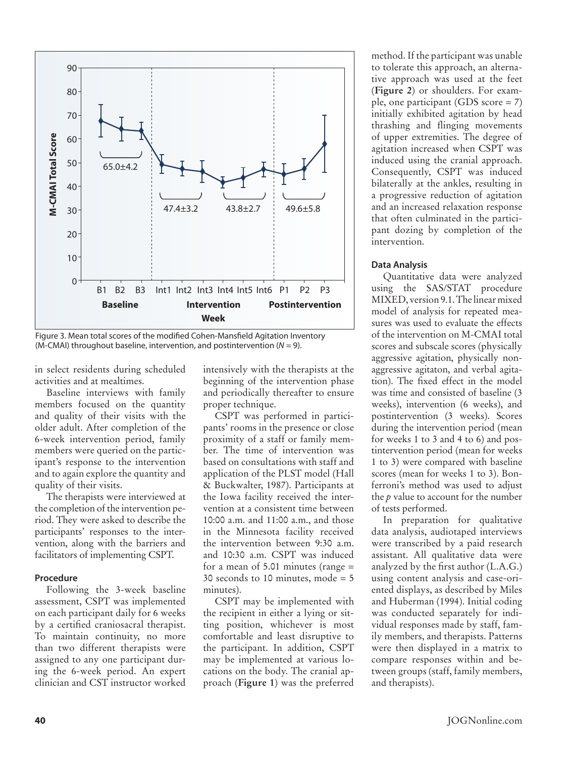Figure 3. Mean total scores of the modified Cohen-Mansfield Agitation Inventory (M-CMAI) throughout baseline, intervention, and postintervention (*N* = 9).

in select residents during scheduled activities and at mealtimes.

Baseline interviews with family members focused on the quantity and quality of their visits with the older adult. After completion of the 6-week intervention period, family members were queried on the participant's response to the intervention and to again explore the quantity and quality of their visits.

The therapists were interviewed at the completion of the intervention period. They were asked to describe the participants' responses to the intervention, along with the barriers and facilitators of implementing CSPT.

#### Procedure

Following the 3-week baseline assessment, CSPT was implemented on each participant daily for 6 weeks by a certified craniosacral therapist. To maintain continuity, no more than two different therapists were assigned to any one participant during the 6-week period. An expert clinician and CST instructor worked intensively with the therapists at the beginning of the intervention phase and periodically thereafter to ensure proper technique.

CSPT was performed in participants' rooms in the presence or close proximity of a staff or family member. The time of intervention was based on consultations with staff and application of the PLST model (Hall & Buckwalter, 1987). Participants at the Iowa facility received the intervention at a consistent time between 10:00 a.m. and 11:00 a.m., and those in the Minnesota facility received the intervention between 9:30 a.m. and 10:30 a.m. CSPT was induced for a mean of 5.01 minutes (range = 30 seconds to 10 minutes, mode = 5 minutes).

CSPT may be implemented with the recipient in either a lying or sitting position, whichever is most comfortable and least disruptive to the participant. In addition, CSPT may be implemented at various locations on the body. The cranial approach (**Figure 1**) was the preferred method. If the participant was unable to tolerate this approach, an alternative approach was used at the feet (**Figure 2**) or shoulders. For example, one participant (GDS score = 7) initially exhibited agitation by head thrashing and flinging movements of upper extremities. The degree of agitation increased when CSPT was induced using the cranial approach. Consequently, CSPT was induced bilaterally at the ankles, resulting in a progressive reduction of agitation and an increased relaxation response that often culminated in the participant dozing by completion of the intervention.

#### Data Analysis

Quantitative data were analyzed using the SAS/STAT procedure MIXED, version 9.1. The linear mixed model of analysis for repeated measures was used to evaluate the effects of the intervention on M-CMAI total scores and subscale scores (physically aggressive agitation, physically nonaggressive agitaton, and verbal agitation). The fixed effect in the model was time and consisted of baseline (3 weeks), intervention (6 weeks), and postintervention (3 weeks). Scores during the intervention period (mean for weeks 1 to 3 and 4 to 6) and postintervention period (mean for weeks 1 to 3) were compared with baseline scores (mean for weeks 1 to 3). Bonferroni's method was used to adjust the *p* value to account for the number of tests performed.

In preparation for qualitative data analysis, audiotaped interviews were transcribed by a paid research assistant. All qualitative data were analyzed by the first author (L.A.G.) using content analysis and case-oriented displays, as described by Miles and Huberman (1994). Initial coding was conducted separately for individual responses made by staff, family members, and therapists. Patterns were then displayed in a matrix to compare responses within and between groups (staff, family members, and therapists).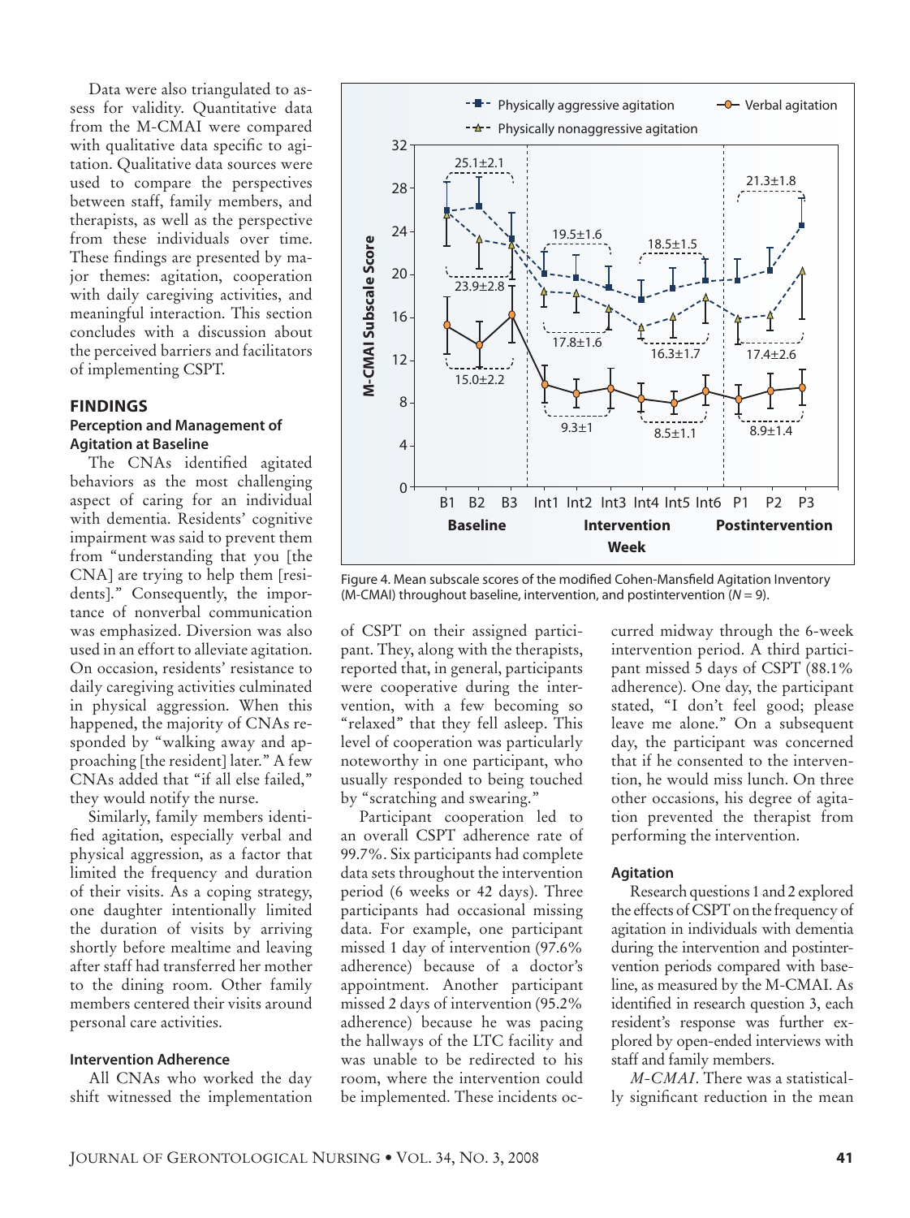Data were also triangulated to assess for validity. Quantitative data from the M-CMAI were compared with qualitative data specific to agitation. Qualitative data sources were used to compare the perspectives between staff, family members, and therapists, as well as the perspective from these individuals over time. These findings are presented by major themes: agitation, cooperation with daily caregiving activities, and meaningful interaction. This section concludes with a discussion about the perceived barriers and facilitators of implementing CSPT.

## FINDINGS

### Perception and Management of Agitation at Baseline

The CNAs identified agitated behaviors as the most challenging aspect of caring for an individual with dementia. Residents' cognitive impairment was said to prevent them from "understanding that you [the CNA] are trying to help them [residents]." Consequently, the importance of nonverbal communication was emphasized. Diversion was also used in an effort to alleviate agitation. On occasion, residents' resistance to daily caregiving activities culminated in physical aggression. When this happened, the majority of CNAs responded by "walking away and approaching [the resident] later." A few CNAs added that "if all else failed," they would notify the nurse.

Similarly, family members identified agitation, especially verbal and physical aggression, as a factor that limited the frequency and duration of their visits. As a coping strategy, one daughter intentionally limited the duration of visits by arriving shortly before mealtime and leaving after staff had transferred her mother to the dining room. Other family members centered their visits around personal care activities.

### Intervention Adherence

All CNAs who worked the day shift witnessed the implementation of CSPT on their assigned participant. They, along with the therapists, reported that, in general, participants were cooperative during the intervention, with a few becoming so "relaxed" that they fell asleep. This level of cooperation was particularly noteworthy in one participant, who usually responded to being touched by "scratching and swearing."

Participant cooperation led to an overall CSPT adherence rate of 99.7%. Six participants had complete data sets throughout the intervention period (6 weeks or 42 days). Three participants had occasional missing data. For example, one participant missed 1 day of intervention (97.6% adherence) because of a doctor's appointment. Another participant missed 2 days of intervention (95.2% adherence) because he was pacing the hallways of the LTC facility and was unable to be redirected to his room, where the intervention could be implemented. These incidents occurred midway through the 6-week intervention period. A third participant missed 5 days of CSPT (88.1% adherence). One day, the participant stated, "I don't feel good; please leave me alone." On a subsequent day, the participant was concerned that if he consented to the intervention, he would miss lunch. On three other occasions, his degree of agitation prevented the therapist from performing the intervention.

Figure 4. Mean subscale scores of the modified Cohen-Mansfield Agitation Inventory (M-CMAI) throughout baseline, intervention, and postintervention (*N* = 9).

### Agitation

Research questions 1 and 2 explored the effects of CSPT on the frequency of agitation in individuals with dementia during the intervention and postintervention periods compared with baseline, as measured by the M-CMAI. As identified in research question 3, each resident's response was further explored by open-ended interviews with staff and family members.

*M-CMAI*. There was a statistically significant reduction in the mean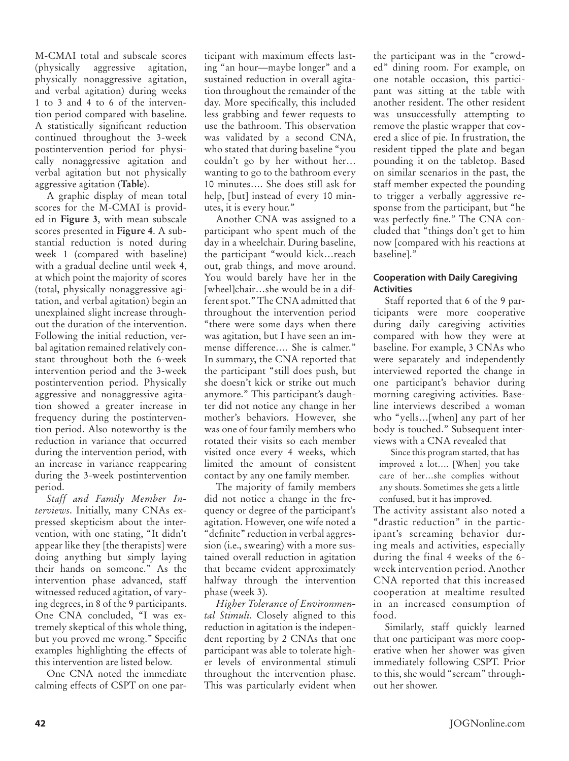M-CMAI total and subscale scores (physically aggressive agitation, physically nonaggressive agitation, and verbal agitation) during weeks 1 to 3 and 4 to 6 of the intervention period compared with baseline. A statistically significant reduction continued throughout the 3-week postintervention period for physically nonaggressive agitation and verbal agitation but not physically aggressive agitation (**Table**).

A graphic display of mean total scores for the M-CMAI is provided in **Figure 3**, with mean subscale scores presented in **Figure 4**. A substantial reduction is noted during week 1 (compared with baseline) with a gradual decline until week 4, at which point the majority of scores (total, physically nonaggressive agitation, and verbal agitation) begin an unexplained slight increase throughout the duration of the intervention. Following the initial reduction, verbal agitation remained relatively constant throughout both the 6-week intervention period and the 3-week postintervention period. Physically aggressive and nonaggressive agitation showed a greater increase in frequency during the postintervention period. Also noteworthy is the reduction in variance that occurred during the intervention period, with an increase in variance reappearing during the 3-week postintervention period.

*Staff and Family Member Interviews.* Initially, many CNAs expressed skepticism about the intervention, with one stating, "It didn't appear like they [the therapists] were doing anything but simply laying their hands on someone." As the intervention phase advanced, staff witnessed reduced agitation, of varying degrees, in 8 of the 9 participants. One CNA concluded, "I was extremely skeptical of this whole thing, but you proved me wrong." Specific examples highlighting the effects of this intervention are listed below.

One CNA noted the immediate calming effects of CSPT on one participant with maximum effects lasting "an hour—maybe longer" and a sustained reduction in overall agitation throughout the remainder of the day. More specifically, this included less grabbing and fewer requests to use the bathroom. This observation was validated by a second CNA, who stated that during baseline "you couldn't go by her without her… wanting to go to the bathroom every 10 minutes…. She does still ask for help, [but] instead of every 10 minutes, it is every hour."

Another CNA was assigned to a participant who spent much of the day in a wheelchair. During baseline, the participant "would kick…reach out, grab things, and move around. You would barely have her in the [wheel]chair…she would be in a different spot." The CNA admitted that throughout the intervention period "there were some days when there was agitation, but I have seen an immense difference…. She is calmer." In summary, the CNA reported that the participant "still does push, but she doesn't kick or strike out much anymore." This participant's daughter did not notice any change in her mother's behaviors. However, she was one of four family members who rotated their visits so each member visited once every 4 weeks, which limited the amount of consistent contact by any one family member.

The majority of family members did not notice a change in the frequency or degree of the participant's agitation. However, one wife noted a "definite" reduction in verbal aggression (i.e., swearing) with a more sustained overall reduction in agitation that became evident approximately halfway through the intervention phase (week 3).

*Higher Tolerance of Environmental Stimuli.* Closely aligned to this reduction in agitation is the independent reporting by 2 CNAs that one participant was able to tolerate higher levels of environmental stimuli throughout the intervention phase. This was particularly evident when the participant was in the "crowded" dining room. For example, on one notable occasion, this participant was sitting at the table with another resident. The other resident was unsuccessfully attempting to remove the plastic wrapper that covered a slice of pie. In frustration, the resident tipped the plate and began pounding it on the tabletop. Based on similar scenarios in the past, the staff member expected the pounding to trigger a verbally aggressive response from the participant, but "he was perfectly fine." The CNA concluded that "things don't get to him now [compared with his reactions at baseline]."

#### Cooperation with Daily Caregiving Activities

Staff reported that 6 of the 9 participants were more cooperative during daily caregiving activities compared with how they were at baseline. For example, 3 CNAs who were separately and independently interviewed reported the change in one participant's behavior during morning caregiving activities. Baseline interviews described a woman who "yells…[when] any part of her body is touched." Subsequent interviews with a CNA revealed that

> Since this program started, that has improved a lot…. [When] you take care of her…she complies without any shouts. Sometimes she gets a little confused, but it has improved.

The activity assistant also noted a "drastic reduction" in the participant's screaming behavior during meals and activities, especially during the final 4 weeks of the 6-week intervention period. Another CNA reported that this increased cooperation at mealtime resulted in an increased consumption of food.

Similarly, staff quickly learned that one participant was more cooperative when her shower was given immediately following CSPT. Prior to this, she would "scream" throughout her shower.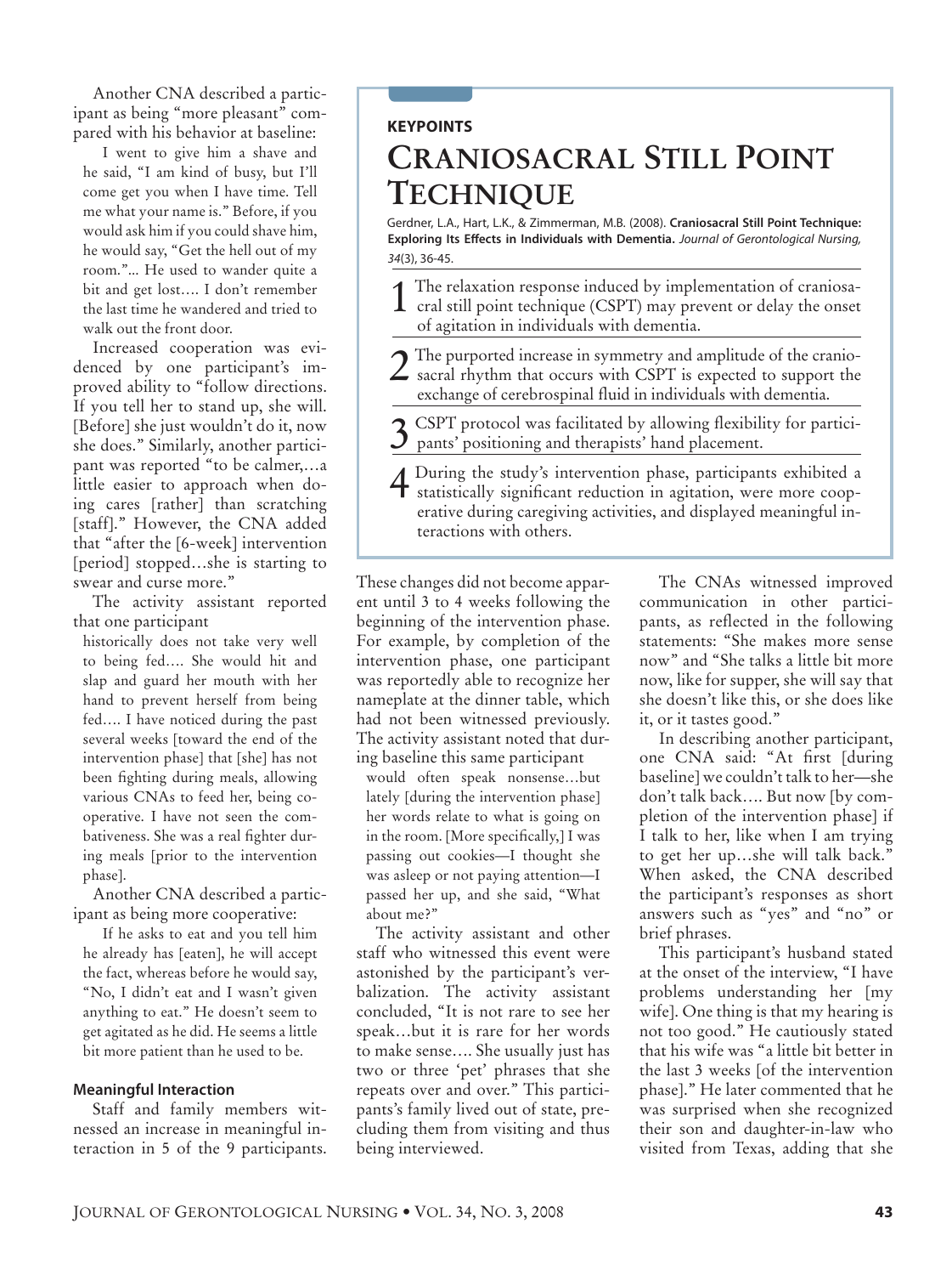Another CNA described a participant as being "more pleasant" compared with his behavior at baseline:

> I went to give him a shave and he said, "I am kind of busy, but I'll come get you when I have time. Tell me what your name is." Before, if you would ask him if you could shave him, he would say, "Get the hell out of my room."... He used to wander quite a bit and get lost.... I don't remember the last time he wandered and tried to walk out the front door.

Increased cooperation was evidenced by one participant's improved ability to "follow directions. If you tell her to stand up, she will. [Before] she just wouldn't do it, now she does." Similarly, another participant was reported "to be calmer,...a little easier to approach when doing cares [rather] than scratching [staff]." However, the CNA added that "after the [6-week] intervention [period] stopped...she is starting to swear and curse more."

The activity assistant reported that one participant

> historically does not take very well to being fed.... She would hit and slap and guard her mouth with her hand to prevent herself from being fed.... I have noticed during the past several weeks [toward the end of the intervention phase] that [she] has not been fighting during meals, allowing various CNAs to feed her, being cooperative. I have not seen the combativeness. She was a real fighter during meals [prior to the intervention phase].

Another CNA described a participant as being more cooperative:

> If he asks to eat and you tell him he already has [eaten], he will accept the fact, whereas before he would say, "No, I didn't eat and I wasn't given anything to eat." He doesn't seem to get agitated as he did. He seems a little bit more patient than he used to be.

#### Meaningful Interaction

Staff and family members witnessed an increase in meaningful interaction in 5 of the 9 participants. These changes did not become apparent until 3 to 4 weeks following the beginning of the intervention phase. For example, by completion of the intervention phase, one participant was reportedly able to recognize her nameplate at the dinner table, which had not been witnessed previously. The activity assistant noted that during baseline this same participant

> would often speak nonsense...but lately [during the intervention phase] her words relate to what is going on in the room. [More specifically,] I was passing out cookies—I thought she was asleep or not paying attention—I passed her up, and she said, "What about me?"

The activity assistant and other staff who witnessed this event were astonished by the participant's verbalization. The activity assistant concluded, "It is not rare to see her speak...but it is rare for her words to make sense.... She usually just has two or three 'pet' phrases that she repeats over and over." This participants's family lived out of state, precluding them from visiting and thus being interviewed.

The CNAs witnessed improved communication in other participants, as reflected in the following statements: "She makes more sense now" and "She talks a little bit more now, like for supper, she will say that she doesn't like this, or she does like it, or it tastes good."

In describing another participant, one CNA said: "At first [during baseline] we couldn't talk to her—she don't talk back.... But now [by completion of the intervention phase] if I talk to her, like when I am trying to get her up...she will talk back." When asked, the CNA described the participant's responses as short answers such as "yes" and "no" or brief phrases.

This participant's husband stated at the onset of the interview, "I have problems understanding her [my wife]. One thing is that my hearing is not too good." He cautiously stated that his wife was "a little bit better in the last 3 weeks [of the intervention phase]." He later commented that he was surprised when she recognized their son and daughter-in-law who visited from Texas, adding that she

---

**KEYPOINTS**

## Craniosacral Still Point Technique

Gerdner, L.A., Hart, L.K., & Zimmerman, M.B. (2008). **Craniosacral Still Point Technique: Exploring Its Effects in Individuals with Dementia.** *Journal of Gerontological Nursing, 34*(3), 36-45.

1. The relaxation response induced by implementation of craniosacral still point technique (CSPT) may prevent or delay the onset of agitation in individuals with dementia.
2. The purported increase in symmetry and amplitude of the craniosacral rhythm that occurs with CSPT is expected to support the exchange of cerebrospinal fluid in individuals with dementia.
3. CSPT protocol was facilitated by allowing flexibility for participants' positioning and therapists' hand placement.
4. During the study's intervention phase, participants exhibited a statistically significant reduction in agitation, were more cooperative during caregiving activities, and displayed meaningful interactions with others.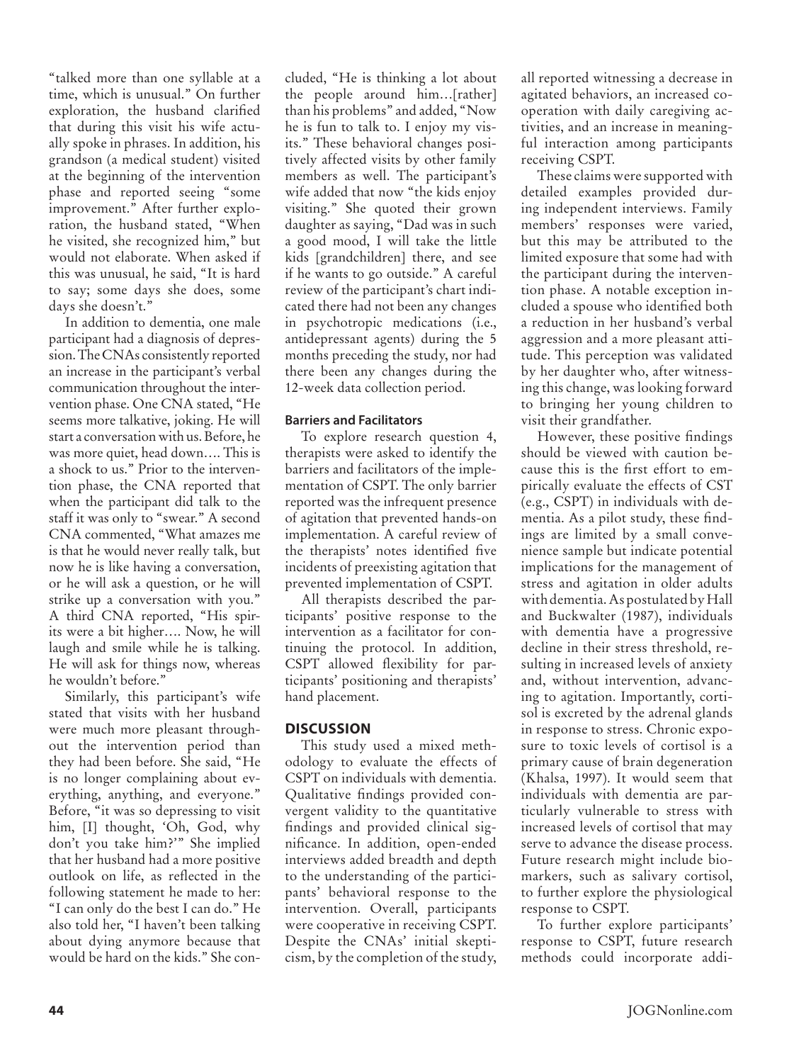"talked more than one syllable at a time, which is unusual." On further exploration, the husband clarified that during this visit his wife actually spoke in phrases. In addition, his grandson (a medical student) visited at the beginning of the intervention phase and reported seeing "some improvement." After further exploration, the husband stated, "When he visited, she recognized him," but would not elaborate. When asked if this was unusual, he said, "It is hard to say; some days she does, some days she doesn't."

In addition to dementia, one male participant had a diagnosis of depression. The CNAs consistently reported an increase in the participant's verbal communication throughout the intervention phase. One CNA stated, "He seems more talkative, joking. He will start a conversation with us. Before, he was more quiet, head down…. This is a shock to us." Prior to the intervention phase, the CNA reported that when the participant did talk to the staff it was only to "swear." A second CNA commented, "What amazes me is that he would never really talk, but now he is like having a conversation, or he will ask a question, or he will strike up a conversation with you." A third CNA reported, "His spirits were a bit higher…. Now, he will laugh and smile while he is talking. He will ask for things now, whereas he wouldn't before."

Similarly, this participant's wife stated that visits with her husband were much more pleasant throughout the intervention period than they had been before. She said, "He is no longer complaining about everything, anything, and everyone." Before, "it was so depressing to visit him, [I] thought, 'Oh, God, why don't you take him?'" She implied that her husband had a more positive outlook on life, as reflected in the following statement he made to her: "I can only do the best I can do." He also told her, "I haven't been talking about dying anymore because that would be hard on the kids." She concluded, "He is thinking a lot about the people around him…[rather] than his problems" and added, "Now he is fun to talk to. I enjoy my visits." These behavioral changes positively affected visits by other family members as well. The participant's wife added that now "the kids enjoy visiting." She quoted their grown daughter as saying, "Dad was in such a good mood, I will take the little kids [grandchildren] there, and see if he wants to go outside." A careful review of the participant's chart indicated there had not been any changes in psychotropic medications (i.e., antidepressant agents) during the 5 months preceding the study, nor had there been any changes during the 12-week data collection period.

### Barriers and Facilitators

To explore research question 4, therapists were asked to identify the barriers and facilitators of the implementation of CSPT. The only barrier reported was the infrequent presence of agitation that prevented hands-on implementation. A careful review of the therapists' notes identified five incidents of preexisting agitation that prevented implementation of CSPT.

All therapists described the participants' positive response to the intervention as a facilitator for continuing the protocol. In addition, CSPT allowed flexibility for participants' positioning and therapists' hand placement.

## DISCUSSION

This study used a mixed methodology to evaluate the effects of CSPT on individuals with dementia. Qualitative findings provided convergent validity to the quantitative findings and provided clinical significance. In addition, open-ended interviews added breadth and depth to the understanding of the participants' behavioral response to the intervention. Overall, participants were cooperative in receiving CSPT. Despite the CNAs' initial skepticism, by the completion of the study, all reported witnessing a decrease in agitated behaviors, an increased cooperation with daily caregiving activities, and an increase in meaningful interaction among participants receiving CSPT.

These claims were supported with detailed examples provided during independent interviews. Family members' responses were varied, but this may be attributed to the limited exposure that some had with the participant during the intervention phase. A notable exception included a spouse who identified both a reduction in her husband's verbal aggression and a more pleasant attitude. This perception was validated by her daughter who, after witnessing this change, was looking forward to bringing her young children to visit their grandfather.

However, these positive findings should be viewed with caution because this is the first effort to empirically evaluate the effects of CST (e.g., CSPT) in individuals with dementia. As a pilot study, these findings are limited by a small convenience sample but indicate potential implications for the management of stress and agitation in older adults with dementia. As postulated by Hall and Buckwalter (1987), individuals with dementia have a progressive decline in their stress threshold, resulting in increased levels of anxiety and, without intervention, advancing to agitation. Importantly, cortisol is excreted by the adrenal glands in response to stress. Chronic exposure to toxic levels of cortisol is a primary cause of brain degeneration (Khalsa, 1997). It would seem that individuals with dementia are particularly vulnerable to stress with increased levels of cortisol that may serve to advance the disease process. Future research might include biomarkers, such as salivary cortisol, to further explore the physiological response to CSPT.

To further explore participants' response to CSPT, future research methods could incorporate addi-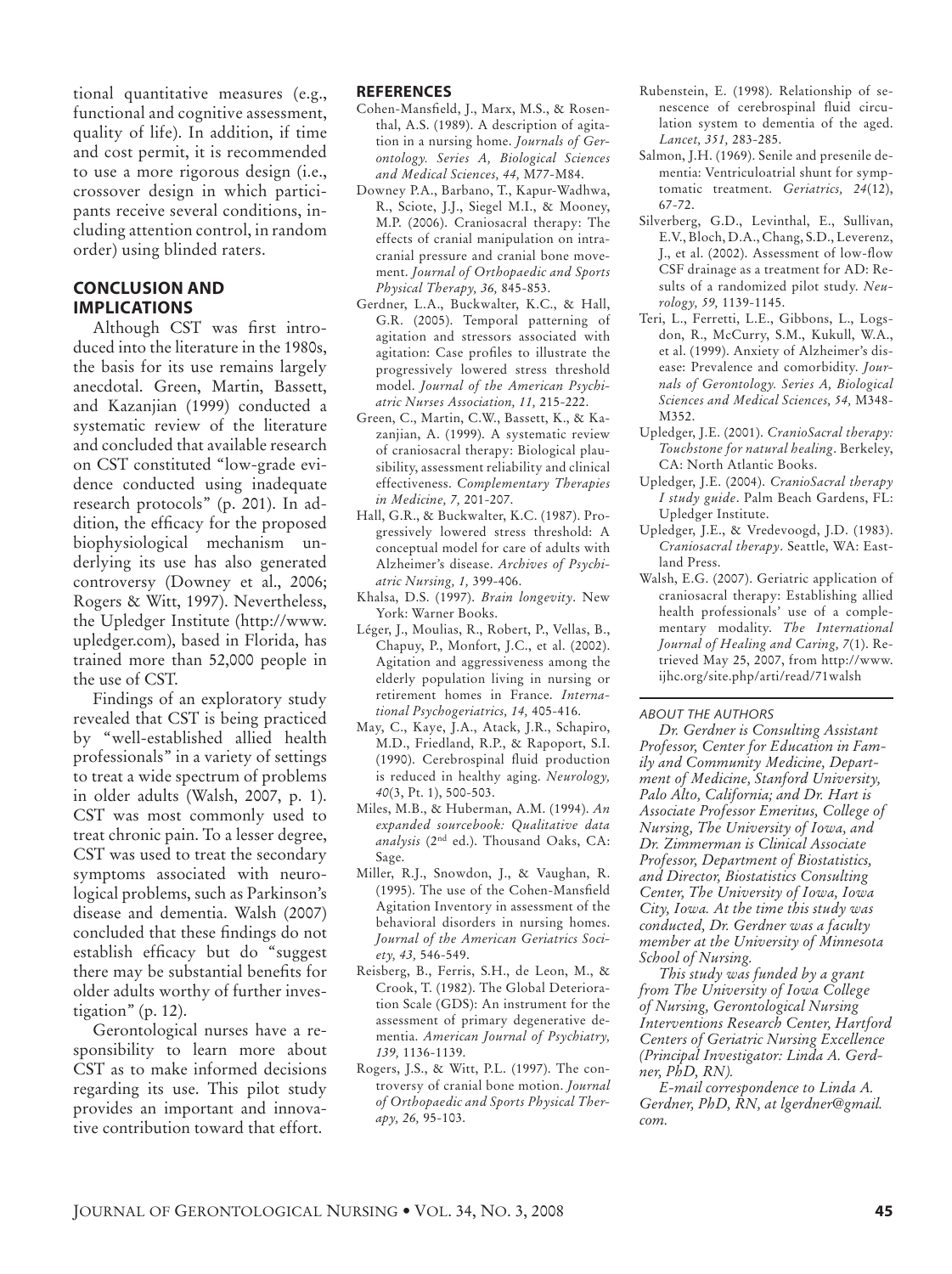tional quantitative measures (e.g., functional and cognitive assessment, quality of life). In addition, if time and cost permit, it is recommended to use a more rigorous design (i.e., crossover design in which participants receive several conditions, including attention control, in random order) using blinded raters.

## CONCLUSION AND IMPLICATIONS

Although CST was first introduced into the literature in the 1980s, the basis for its use remains largely anecdotal. Green, Martin, Bassett, and Kazanjian (1999) conducted a systematic review of the literature and concluded that available research on CST constituted "low-grade evidence conducted using inadequate research protocols" (p. 201). In addition, the efficacy for the proposed biophysiological mechanism underlying its use has also generated controversy (Downey et al., 2006; Rogers & Witt, 1997). Nevertheless, the Upledger Institute (http://www.upledger.com), based in Florida, has trained more than 52,000 people in the use of CST.

Findings of an exploratory study revealed that CST is being practiced by "well-established allied health professionals" in a variety of settings to treat a wide spectrum of problems in older adults (Walsh, 2007, p. 1). CST was most commonly used to treat chronic pain. To a lesser degree, CST was used to treat the secondary symptoms associated with neurological problems, such as Parkinson's disease and dementia. Walsh (2007) concluded that these findings do not establish efficacy but do "suggest there may be substantial benefits for older adults worthy of further investigation" (p. 12).

Gerontological nurses have a responsibility to learn more about CST as to make informed decisions regarding its use. This pilot study provides an important and innovative contribution toward that effort.

## REFERENCES

Cohen-Mansfield, J., Marx, M.S., & Rosenthal, A.S. (1989). A description of agitation in a nursing home. *Journals of Gerontology. Series A, Biological Sciences and Medical Sciences, 44,* M77-M84.

Downey P.A., Barbano, T., Kapur-Wadhwa, R., Sciote, J.J., Siegel M.I., & Mooney, M.P. (2006). Craniosacral therapy: The effects of cranial manipulation on intracranial pressure and cranial bone movement. *Journal of Orthopaedic and Sports Physical Therapy, 36,* 845-853.

Gerdner, L.A., Buckwalter, K.C., & Hall, G.R. (2005). Temporal patterning of agitation and stressors associated with agitation: Case profiles to illustrate the progressively lowered stress threshold model. *Journal of the American Psychiatric Nurses Association, 11,* 215-222.

Green, C., Martin, C.W., Bassett, K., & Kazanjian, A. (1999). A systematic review of craniosacral therapy: Biological plausibility, assessment reliability and clinical effectiveness. *Complementary Therapies in Medicine, 7,* 201-207.

Hall, G.R., & Buckwalter, K.C. (1987). Progressively lowered stress threshold: A conceptual model for care of adults with Alzheimer's disease. *Archives of Psychiatric Nursing, 1,* 399-406.

Khalsa, D.S. (1997). *Brain longevity*. New York: Warner Books.

Léger, J., Moulias, R., Robert, P., Vellas, B., Chapuy, P., Monfort, J.C., et al. (2002). Agitation and aggressiveness among the elderly population living in nursing or retirement homes in France. *International Psychogeriatrics, 14,* 405-416.

May, C., Kaye, J.A., Atack, J.R., Schapiro, M.D., Friedland, R.P., & Rapoport, S.I. (1990). Cerebrospinal fluid production is reduced in healthy aging. *Neurology, 40*(3, Pt. 1), 500-503.

Miles, M.B., & Huberman, A.M. (1994). *An expanded sourcebook: Qualitative data analysis* (2nd ed.). Thousand Oaks, CA: Sage.

Miller, R.J., Snowdon, J., & Vaughan, R. (1995). The use of the Cohen-Mansfield Agitation Inventory in assessment of the behavioral disorders in nursing homes. *Journal of the American Geriatrics Society, 43,* 546-549.

Reisberg, B., Ferris, S.H., de Leon, M., & Crook, T. (1982). The Global Deterioration Scale (GDS): An instrument for the assessment of primary degenerative dementia. *American Journal of Psychiatry, 139,* 1136-1139.

Rogers, J.S., & Witt, P.L. (1997). The controversy of cranial bone motion. *Journal of Orthopaedic and Sports Physical Therapy, 26,* 95-103.

Rubenstein, E. (1998). Relationship of senescence of cerebrospinal fluid circulation system to dementia of the aged. *Lancet, 351,* 283-285.

Salmon, J.H. (1969). Senile and presenile dementia: Ventriculoatrial shunt for symptomatic treatment. *Geriatrics, 24*(12), 67-72.

Silverberg, G.D., Levinthal, E., Sullivan, E.V., Bloch, D.A., Chang, S.D., Leverenz, J., et al. (2002). Assessment of low-flow CSF drainage as a treatment for AD: Results of a randomized pilot study. *Neurology, 59,* 1139-1145.

Teri, L., Ferretti, L.E., Gibbons, L., Logsdon, R., McCurry, S.M., Kukull, W.A., et al. (1999). Anxiety of Alzheimer's disease: Prevalence and comorbidity. *Journals of Gerontology. Series A, Biological Sciences and Medical Sciences, 54,* M348-M352.

Upledger, J.E. (2001). *CranioSacral therapy: Touchstone for natural healing*. Berkeley, CA: North Atlantic Books.

Upledger, J.E. (2004). *CranioSacral therapy I study guide*. Palm Beach Gardens, FL: Upledger Institute.

Upledger, J.E., & Vredevoogd, J.D. (1983). *Craniosacral therapy*. Seattle, WA: Eastland Press.

Walsh, E.G. (2007). Geriatric application of craniosacral therapy: Establishing allied health professionals' use of a complementary modality. *The International Journal of Healing and Caring, 7*(1). Retrieved May 25, 2007, from http://www.ijhc.org/site.php/arti/read/71walsh

*ABOUT THE AUTHORS*

*Dr. Gerdner is Consulting Assistant Professor, Center for Education in Family and Community Medicine, Department of Medicine, Stanford University, Palo Alto, California; and Dr. Hart is Associate Professor Emeritus, College of Nursing, The University of Iowa, and Dr. Zimmerman is Clinical Associate Professor, Department of Biostatistics, and Director, Biostatistics Consulting Center, The University of Iowa, Iowa City, Iowa. At the time this study was conducted, Dr. Gerdner was a faculty member at the University of Minnesota School of Nursing.*

*This study was funded by a grant from The University of Iowa College of Nursing, Gerontological Nursing Interventions Research Center, Hartford Centers of Geriatric Nursing Excellence (Principal Investigator: Linda A. Gerdner, PhD, RN).*

*E-mail correspondence to Linda A. Gerdner, PhD, RN, at lgerdner@gmail.com.*